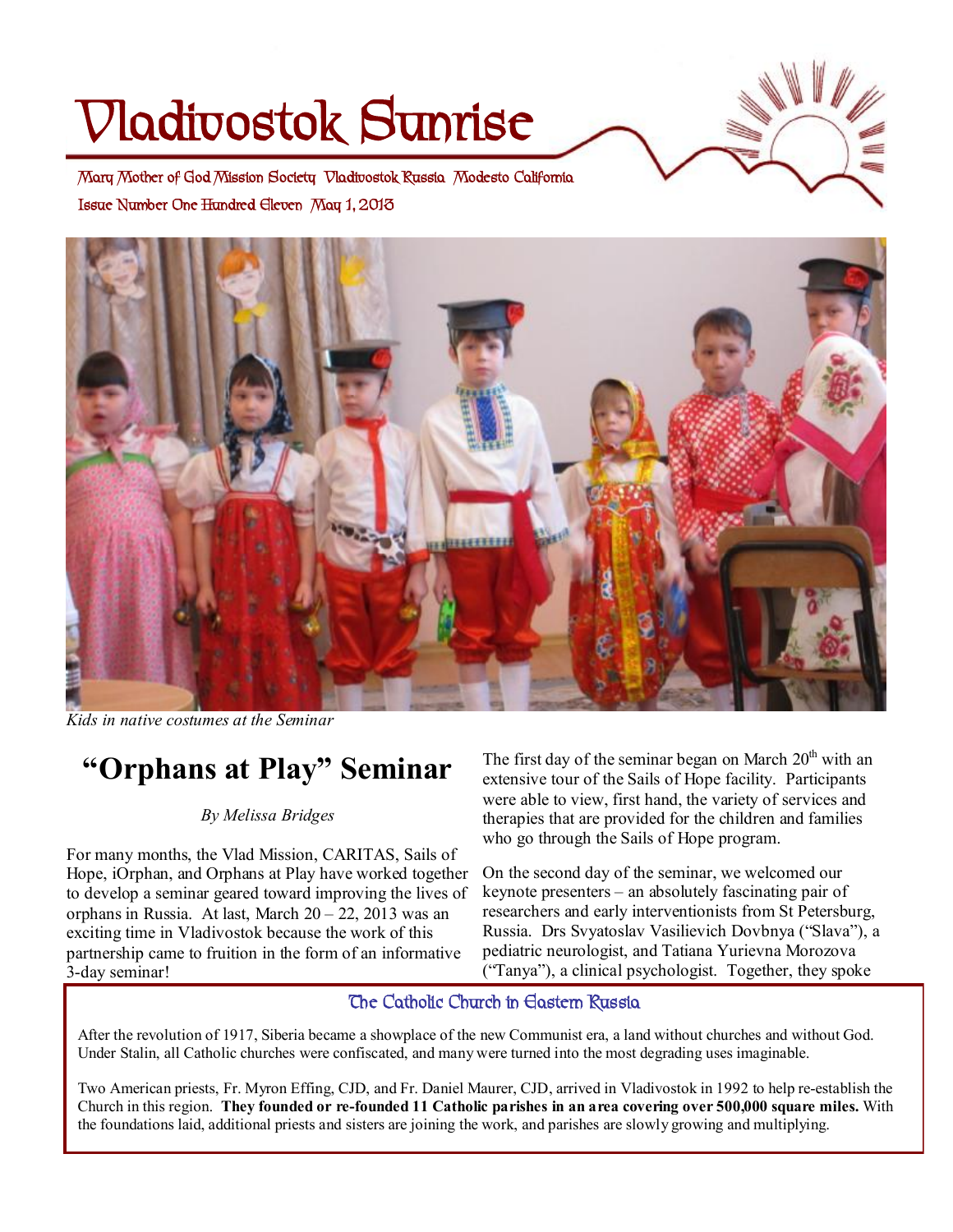# Vladivostok Sunrise

Mary Mother of God Mission Society Vladivostok Russia Modesto California

Issue Number One Hundred Eleven May 1, 2013

*Kids in native costumes at the Seminar*

## "Orphans at Play" Seminar

*By Melissa Bridges*

For many months, the Vlad Mission, CARITAS, Sails of Hope, iOrphan, and Orphans at Play have worked together to develop a seminar geared toward improving the lives of orphans in Russia. At last, March 20 – 22, 2013 was an exciting time in Vladivostok because the work of this partnership came to fruition in the form of an informative 3-day seminar!

The first day of the seminar began on March 20th with an extensive tour of the Sails of Hope facility. Participants were able to view, first hand, the variety of services and therapies that are provided for the children and families who go through the Sails of Hope program.

On the second day of the seminar, we welcomed our keynote presenters – an absolutely fascinating pair of researchers and early interventionists from St Petersburg, Russia. Drs Svyatoslav Vasilievich Dovbnya ("Slava"), a pediatric neurologist, and Tatiana Yurievna Morozova ("Tanya"), a clinical psychologist. Together, they spoke

### The Catholic Church in Eastern Russia

After the revolution of 1917, Siberia became a showplace of the new Communist era, a land without churches and without God. Under Stalin, all Catholic churches were confiscated, and many were turned into the most degrading uses imaginable.

Two American priests, Fr. Myron Effing, CJD, and Fr. Daniel Maurer, CJD, arrived in Vladivostok in 1992 to help re-establish the Church in this region. **They founded or re-founded 11 Catholic parishes in an area covering over 500,000 square miles.** With the foundations laid, additional priests and sisters are joining the work, and parishes are slowly growing and multiplying.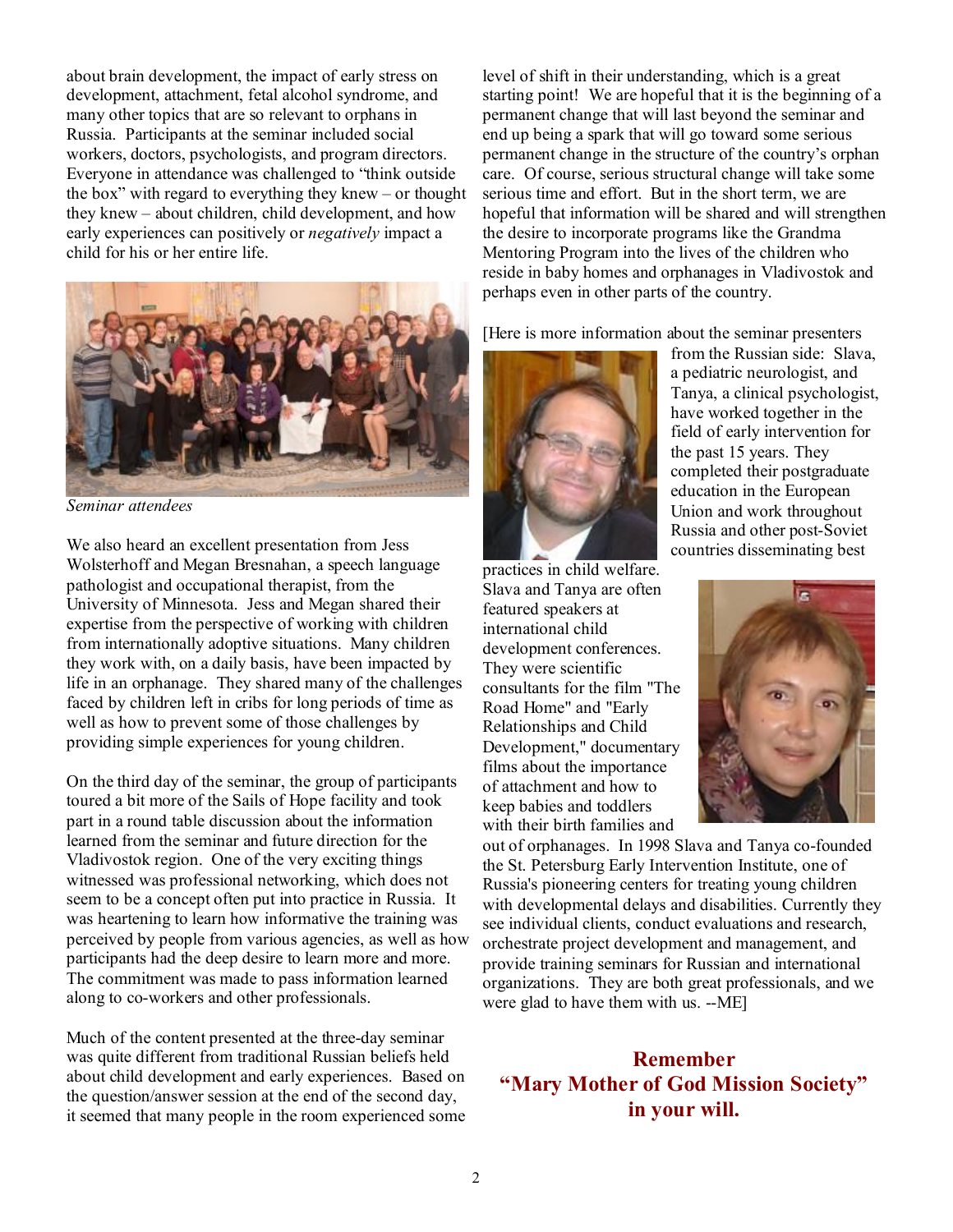about brain development, the impact of early stress on development, attachment, fetal alcohol syndrome, and many other topics that are so relevant to orphans in Russia. Participants at the seminar included social workers, doctors, psychologists, and program directors. Everyone in attendance was challenged to "think outside the box" with regard to everything they knew – or thought they knew – about children, child development, and how early experiences can positively or *negatively* impact a child for his or her entire life.

*Seminar attendees*

We also heard an excellent presentation from Jess Wolsterhoff and Megan Bresnahan, a speech language pathologist and occupational therapist, from the University of Minnesota. Jess and Megan shared their expertise from the perspective of working with children from internationally adoptive situations. Many children they work with, on a daily basis, have been impacted by life in an orphanage. They shared many of the challenges faced by children left in cribs for long periods of time as well as how to prevent some of those challenges by providing simple experiences for young children.

On the third day of the seminar, the group of participants toured a bit more of the Sails of Hope facility and took part in a round table discussion about the information learned from the seminar and future direction for the Vladivostok region. One of the very exciting things witnessed was professional networking, which does not seem to be a concept often put into practice in Russia. It was heartening to learn how informative the training was perceived by people from various agencies, as well as how participants had the deep desire to learn more and more. The commitment was made to pass information learned along to co-workers and other professionals.

Much of the content presented at the three-day seminar was quite different from traditional Russian beliefs held about child development and early experiences. Based on the question/answer session at the end of the second day, it seemed that many people in the room experienced some level of shift in their understanding, which is a great starting point! We are hopeful that it is the beginning of a permanent change that will last beyond the seminar and end up being a spark that will go toward some serious permanent change in the structure of the country's orphan care. Of course, serious structural change will take some serious time and effort. But in the short term, we are hopeful that information will be shared and will strengthen the desire to incorporate programs like the Grandma Mentoring Program into the lives of the children who reside in baby homes and orphanages in Vladivostok and perhaps even in other parts of the country.

[Here is more information about the seminar presenters from the Russian side: Slava, a pediatric neurologist, and Tanya, a clinical psychologist, have worked together in the field of early intervention for the past 15 years. They completed their postgraduate education in the European Union and work throughout Russia and other post-Soviet countries disseminating best practices in child welfare. Slava and Tanya are often featured speakers at international child development conferences. They were scientific consultants for the film "The Road Home" and "Early Relationships and Child Development," documentary films about the importance of attachment and how to keep babies and toddlers with their birth families and out of orphanages. In 1998 Slava and Tanya co-founded the St. Petersburg Early Intervention Institute, one of Russia's pioneering centers for treating young children with developmental delays and disabilities. Currently they see individual clients, conduct evaluations and research, orchestrate project development and management, and provide training seminars for Russian and international organizations. They are both great professionals, and we were glad to have them with us. --ME]

**Remember "Mary Mother of God Mission Society" in your will.**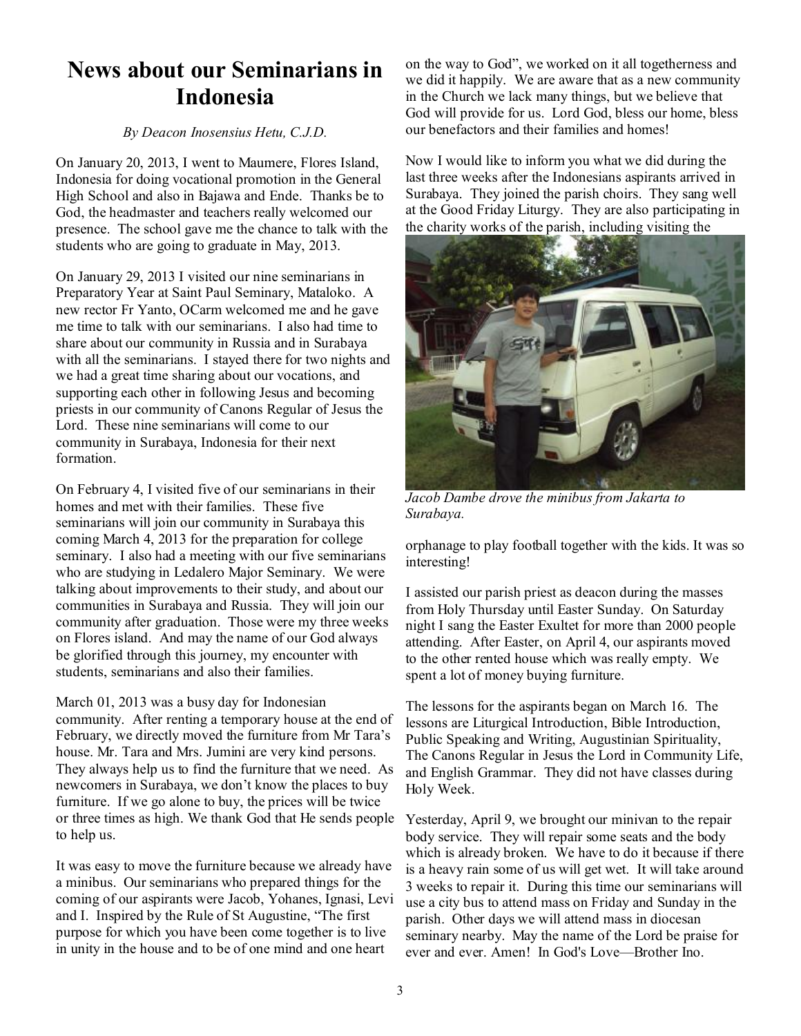# News about our Seminarians in Indonesia

*By Deacon Inosensius Hetu, C.J.D.*

On January 20, 2013, I went to Maumere, Flores Island, Indonesia for doing vocational promotion in the General High School and also in Bajawa and Ende. Thanks be to God, the headmaster and teachers really welcomed our presence. The school gave me the chance to talk with the students who are going to graduate in May, 2013.

On January 29, 2013 I visited our nine seminarians in Preparatory Year at Saint Paul Seminary, Mataloko. A new rector Fr Yanto, OCarm welcomed me and he gave me time to talk with our seminarians. I also had time to share about our community in Russia and in Surabaya with all the seminarians. I stayed there for two nights and we had a great time sharing about our vocations, and supporting each other in following Jesus and becoming priests in our community of Canons Regular of Jesus the Lord. These nine seminarians will come to our community in Surabaya, Indonesia for their next formation.

On February 4, I visited five of our seminarians in their homes and met with their families. These five seminarians will join our community in Surabaya this coming March 4, 2013 for the preparation for college seminary. I also had a meeting with our five seminarians who are studying in Ledalero Major Seminary. We were talking about improvements to their study, and about our communities in Surabaya and Russia. They will join our community after graduation. Those were my three weeks on Flores island. And may the name of our God always be glorified through this journey, my encounter with students, seminarians and also their families.

March 01, 2013 was a busy day for Indonesian community. After renting a temporary house at the end of February, we directly moved the furniture from Mr Tara's house. Mr. Tara and Mrs. Jumini are very kind persons. They always help us to find the furniture that we need. As newcomers in Surabaya, we don't know the places to buy furniture. If we go alone to buy, the prices will be twice or three times as high. We thank God that He sends people to help us.

It was easy to move the furniture because we already have a minibus. Our seminarians who prepared things for the coming of our aspirants were Jacob, Yohanes, Ignasi, Levi and I. Inspired by the Rule of St Augustine, "The first purpose for which you have been come together is to live in unity in the house and to be of one mind and one heart on the way to God", we worked on it all togetherness and we did it happily. We are aware that as a new community in the Church we lack many things, but we believe that God will provide for us. Lord God, bless our home, bless our benefactors and their families and homes!

Now I would like to inform you what we did during the last three weeks after the Indonesians aspirants arrived in Surabaya. They joined the parish choirs. They sang well at the Good Friday Liturgy. They are also participating in the charity works of the parish, including visiting the orphanage to play football together with the kids. It was so interesting!

*Jacob Dambe drove the minibus from Jakarta to Surabaya.*

I assisted our parish priest as deacon during the masses from Holy Thursday until Easter Sunday. On Saturday night I sang the Easter Exultet for more than 2000 people attending. After Easter, on April 4, our aspirants moved to the other rented house which was really empty. We spent a lot of money buying furniture.

The lessons for the aspirants began on March 16. The lessons are Liturgical Introduction, Bible Introduction, Public Speaking and Writing, Augustinian Spirituality, The Canons Regular in Jesus the Lord in Community Life, and English Grammar. They did not have classes during Holy Week.

Yesterday, April 9, we brought our minivan to the repair body service. They will repair some seats and the body which is already broken. We have to do it because if there is a heavy rain some of us will get wet. It will take around 3 weeks to repair it. During this time our seminarians will use a city bus to attend mass on Friday and Sunday in the parish. Other days we will attend mass in diocesan seminary nearby. May the name of the Lord be praise for ever and ever. Amen! In God's Love—Brother Ino.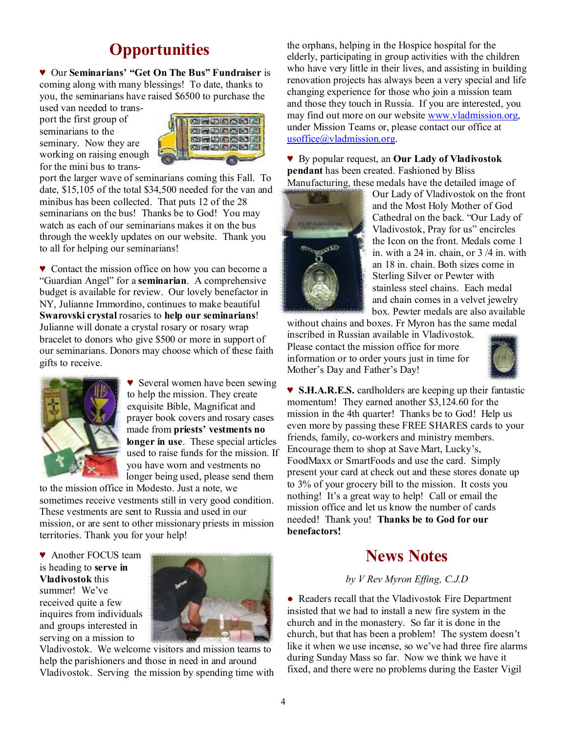# Opportunities

♥ Our **Seminarians' "Get On The Bus" Fundraiser** is coming along with many blessings! To date, thanks to you, the seminarians have raised $6500 to purchase the used van needed to transport the first group of seminarians to the seminary. Now they are working on raising enough for the mini bus to transport the larger wave of seminarians coming this Fall. To date, $15,105 of the total $34,500 needed for the van and minibus has been collected. That puts 12 of the 28 seminarians on the bus! Thanks be to God! You may watch as each of our seminarians makes it on the bus through the weekly updates on our website. Thank you to all for helping our seminarians!

♥ Contact the mission office on how you can become a "Guardian Angel" for a **seminarian**. A comprehensive budget is available for review. Our lovely benefactor in NY, Julianne Immordino, continues to make beautiful **Swarovski crystal** rosaries to **help our seminarians**! Julianne will donate a crystal rosary or rosary wrap bracelet to donors who give $500 or more in support of our seminarians. Donors may choose which of these faith gifts to receive.

♥ Several women have been sewing to help the mission. They create exquisite Bible, Magnificat and prayer book covers and rosary cases made from **priests' vestments no longer in use**. These special articles used to raise funds for the mission. If you have worn and vestments no longer being used, please send them to the mission office in Modesto. Just a note, we sometimes receive vestments still in very good condition. These vestments are sent to Russia and used in our mission, or are sent to other missionary priests in mission territories. Thank you for your help!

♥ Another FOCUS team is heading to **serve in Vladivostok** this summer! We've received quite a few inquires from individuals and groups interested in serving on a mission to Vladivostok. We welcome visitors and mission teams to help the parishioners and those in need in and around Vladivostok. Serving the mission by spending time with the orphans, helping in the Hospice hospital for the elderly, participating in group activities with the children who have very little in their lives, and assisting in building renovation projects has always been a very special and life changing experience for those who join a mission team and those they touch in Russia. If you are interested, you may find out more on our website www.vladmission.org, under Mission Teams or, please contact our office at usoffice@vladmission.org.

♥ By popular request, an **Our Lady of Vladivostok pendant** has been created. Fashioned by Bliss Manufacturing, these medals have the detailed image of Our Lady of Vladivostok on the front and the Most Holy Mother of God Cathedral on the back. "Our Lady of Vladivostok, Pray for us" encircles the Icon on the front. Medals come 1 in. with a 24 in. chain, or 3 /4 in. with an 18 in. chain. Both sizes come in Sterling Silver or Pewter with stainless steel chains. Each medal and chain comes in a velvet jewelry box. Pewter medals are also available without chains and boxes. Fr Myron has the same medal inscribed in Russian available in Vladivostok. Please contact the mission office for more information or to order yours just in time for Mother's Day and Father's Day!

♥ **S.H.A.R.E.S.** cardholders are keeping up their fantastic momentum! They earned another $3,124.60 for the mission in the 4th quarter! Thanks be to God! Help us even more by passing these FREE SHARES cards to your friends, family, co-workers and ministry members. Encourage them to shop at Save Mart, Lucky's, FoodMaxx or SmartFoods and use the card. Simply present your card at check out and these stores donate up to 3% of your grocery bill to the mission. It costs you nothing! It's a great way to help! Call or email the mission office and let us know the number of cards needed! Thank you! **Thanks be to God for our benefactors!**

# News Notes

*by V Rev Myron Effing, C.J.D*

● Readers recall that the Vladivostok Fire Department insisted that we had to install a new fire system in the church and in the monastery. So far it is done in the church, but that has been a problem! The system doesn't like it when we use incense, so we've had three fire alarms during Sunday Mass so far. Now we think we have it fixed, and there were no problems during the Easter Vigil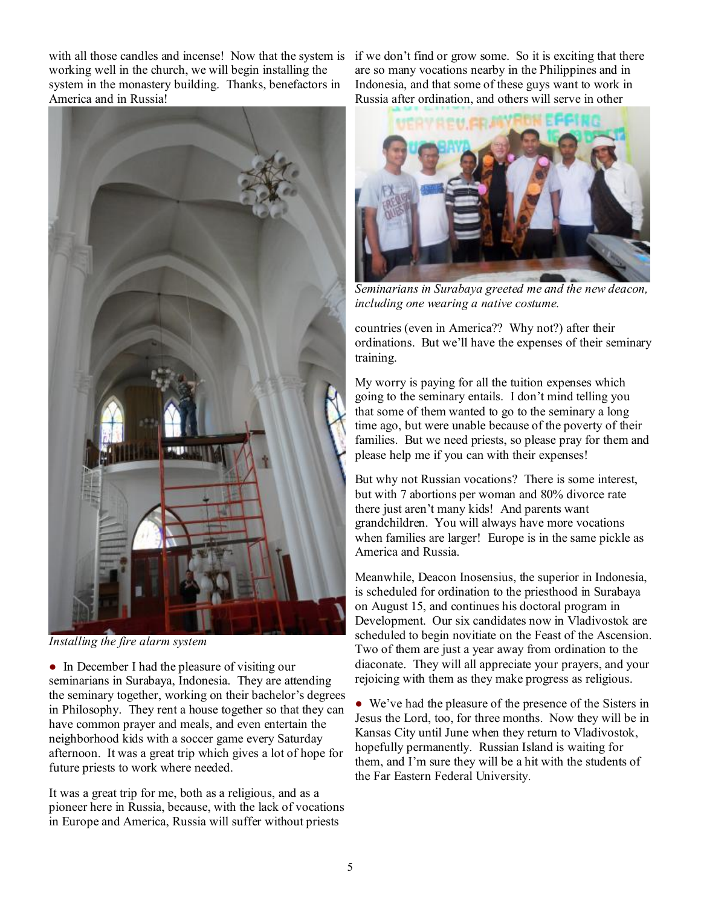with all those candles and incense! Now that the system is working well in the church, we will begin installing the system in the monastery building. Thanks, benefactors in America and in Russia!

*Installing the fire alarm system*

● In December I had the pleasure of visiting our seminarians in Surabaya, Indonesia. They are attending the seminary together, working on their bachelor's degrees in Philosophy. They rent a house together so that they can have common prayer and meals, and even entertain the neighborhood kids with a soccer game every Saturday afternoon. It was a great trip which gives a lot of hope for future priests to work where needed.

It was a great trip for me, both as a religious, and as a pioneer here in Russia, because, with the lack of vocations in Europe and America, Russia will suffer without priests if we don't find or grow some. So it is exciting that there are so many vocations nearby in the Philippines and in Indonesia, and that some of these guys want to work in Russia after ordination, and others will serve in other countries (even in America?? Why not?) after their ordinations. But we'll have the expenses of their seminary training.

*Seminarians in Surabaya greeted me and the new deacon, including one wearing a native costume.*

My worry is paying for all the tuition expenses which going to the seminary entails. I don't mind telling you that some of them wanted to go to the seminary a long time ago, but were unable because of the poverty of their families. But we need priests, so please pray for them and please help me if you can with their expenses!

But why not Russian vocations? There is some interest, but with 7 abortions per woman and 80% divorce rate there just aren't many kids! And parents want grandchildren. You will always have more vocations when families are larger! Europe is in the same pickle as America and Russia.

Meanwhile, Deacon Inosensius, the superior in Indonesia, is scheduled for ordination to the priesthood in Surabaya on August 15, and continues his doctoral program in Development. Our six candidates now in Vladivostok are scheduled to begin novitiate on the Feast of the Ascension. Two of them are just a year away from ordination to the diaconate. They will all appreciate your prayers, and your rejoicing with them as they make progress as religious.

● We've had the pleasure of the presence of the Sisters in Jesus the Lord, too, for three months. Now they will be in Kansas City until June when they return to Vladivostok, hopefully permanently. Russian Island is waiting for them, and I'm sure they will be a hit with the students of the Far Eastern Federal University.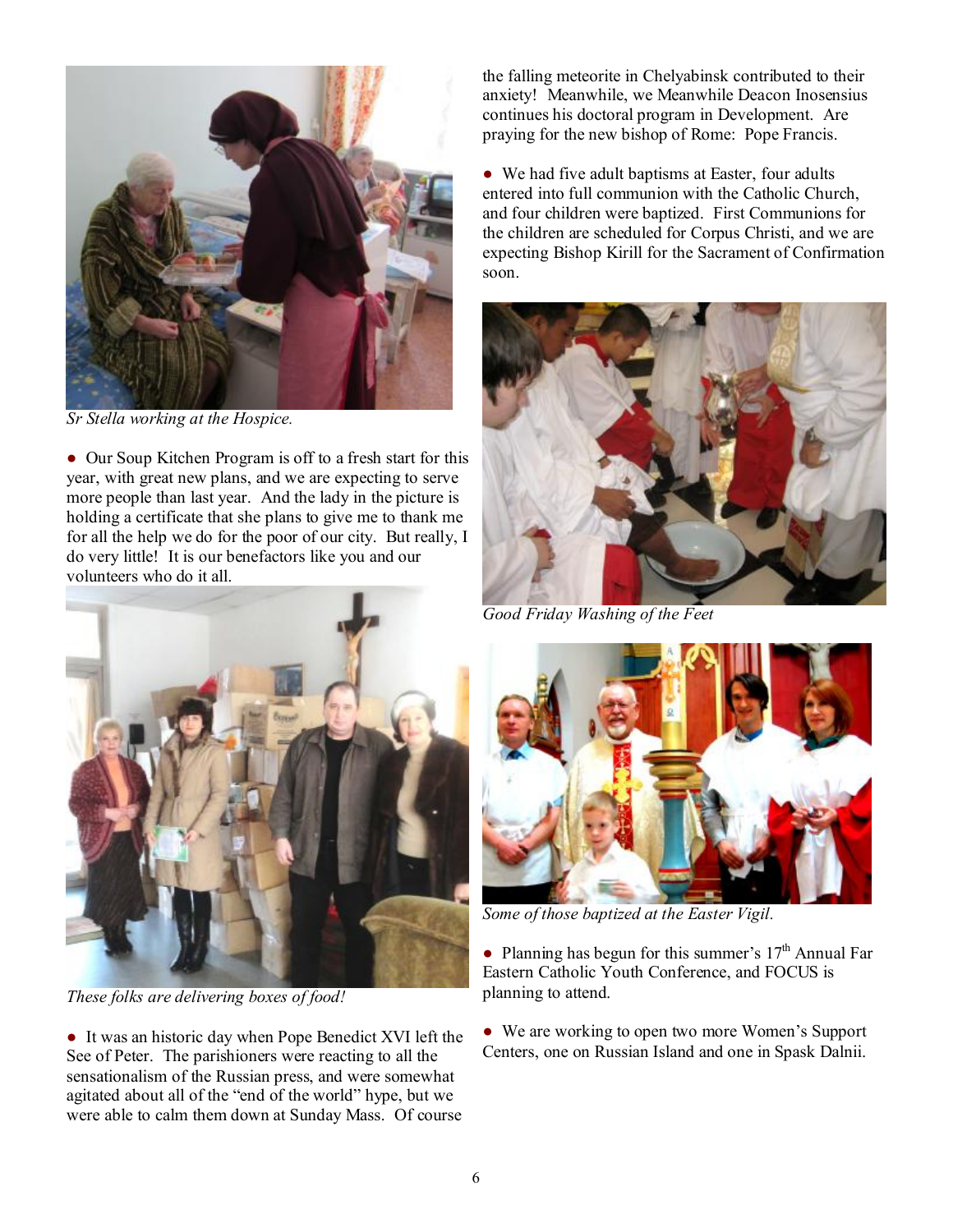*Sr Stella working at the Hospice.*

● Our Soup Kitchen Program is off to a fresh start for this year, with great new plans, and we are expecting to serve more people than last year. And the lady in the picture is holding a certificate that she plans to give me to thank me for all the help we do for the poor of our city. But really, I do very little! It is our benefactors like you and our volunteers who do it all.

*These folks are delivering boxes of food!*

● It was an historic day when Pope Benedict XVI left the See of Peter. The parishioners were reacting to all the sensationalism of the Russian press, and were somewhat agitated about all of the "end of the world" hype, but we were able to calm them down at Sunday Mass. Of course the falling meteorite in Chelyabinsk contributed to their anxiety! Meanwhile, we Meanwhile Deacon Inosensius continues his doctoral program in Development. Are praying for the new bishop of Rome: Pope Francis.

● We had five adult baptisms at Easter, four adults entered into full communion with the Catholic Church, and four children were baptized. First Communions for the children are scheduled for Corpus Christi, and we are expecting Bishop Kirill for the Sacrament of Confirmation soon.

*Good Friday Washing of the Feet*

*Some of those baptized at the Easter Vigil.*

● Planning has begun for this summer's 17th Annual Far Eastern Catholic Youth Conference, and FOCUS is planning to attend.

● We are working to open two more Women's Support Centers, one on Russian Island and one in Spask Dalnii.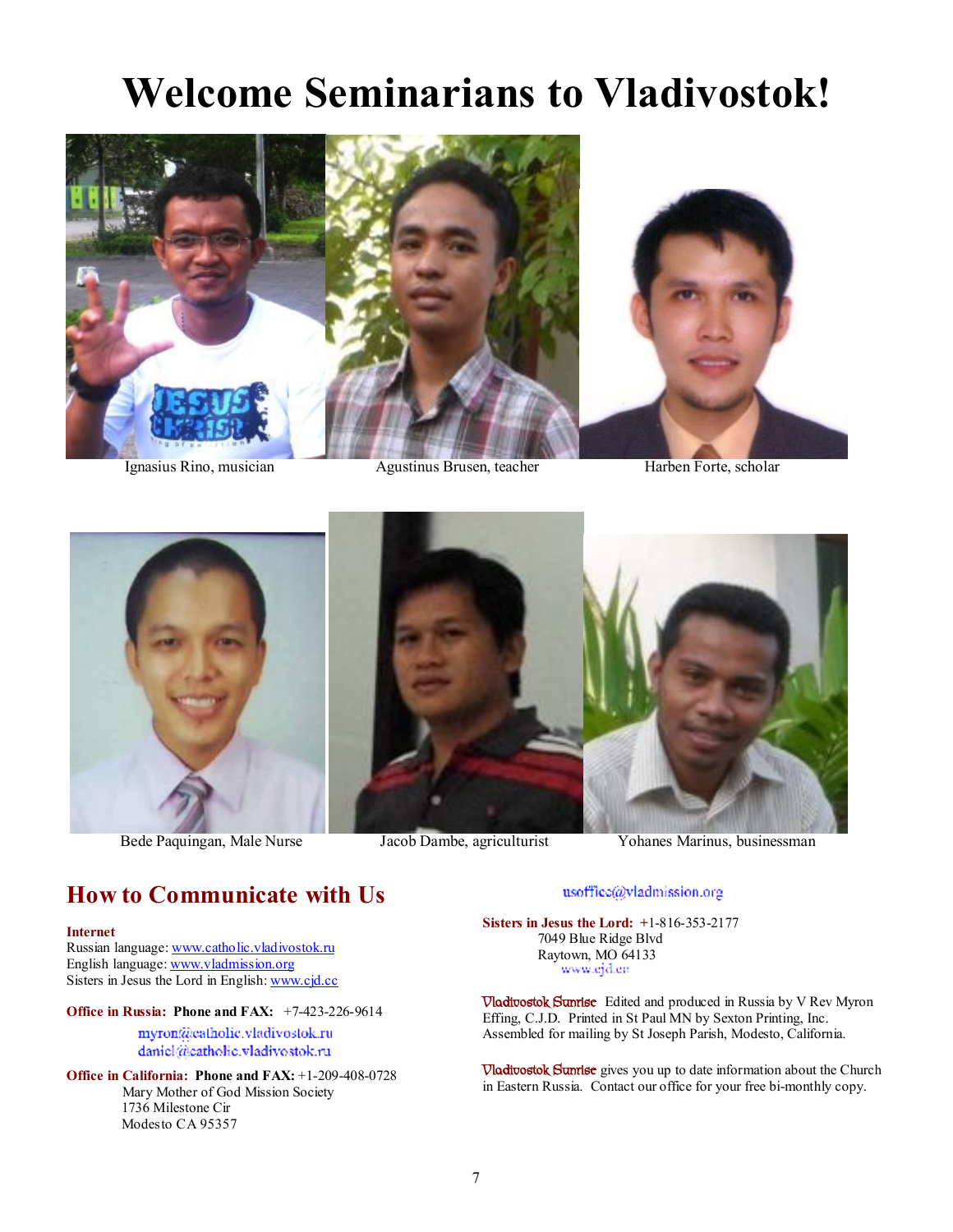# Welcome Seminarians to Vladivostok!

Ignasius Rino, musician

Agustinus Brusen, teacher

Harben Forte, scholar

Bede Paquingan, Male Nurse

Jacob Dambe, agriculturist

Yohanes Marinus, businessman

## How to Communicate with Us

**Internet**
Russian language: www.catholic.vladivostok.ru
English language: www.vladmission.org
Sisters in Jesus the Lord in English: www.cjd.cc

**Office in Russia: Phone and FAX:** +7-423-226-9614
myron@catholic.vladivostok.ru
daniel@catholic.vladivostok.ru

**Office in California: Phone and FAX:** +1-209-408-0728
Mary Mother of God Mission Society
1736 Milestone Cir
Modesto CA 95357

usoffice@vladmission.org

**Sisters in Jesus the Lord:** +1-816-353-2177
7049 Blue Ridge Blvd
Raytown, MO 64133
www.cjd.cc

Vladivostok Sunrise Edited and produced in Russia by V Rev Myron Effing, C.J.D. Printed in St Paul MN by Sexton Printing, Inc. Assembled for mailing by St Joseph Parish, Modesto, California.

Vladivostok Sunrise gives you up to date information about the Church in Eastern Russia. Contact our office for your free bi-monthly copy.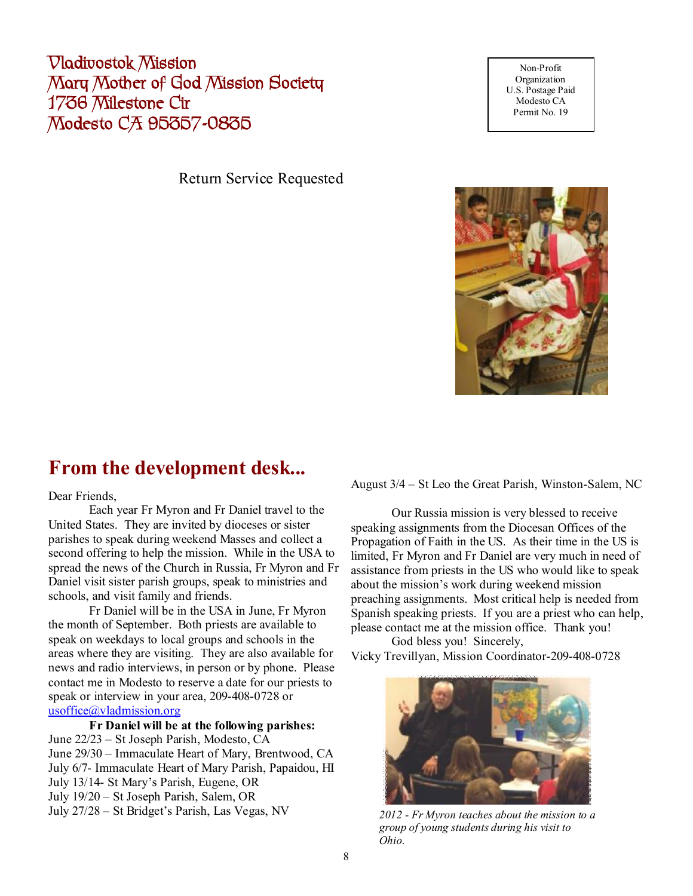Vladivostok Mission
Mary Mother of God Mission Society
1736 Milestone Cir
Modesto CA 95357-0835

Non-Profit Organization
U.S. Postage Paid
Modesto CA
Permit No. 19

Return Service Requested

## From the development desk...

Dear Friends,

Each year Fr Myron and Fr Daniel travel to the United States. They are invited by dioceses or sister parishes to speak during weekend Masses and collect a second offering to help the mission. While in the USA to spread the news of the Church in Russia, Fr Myron and Fr Daniel visit sister parish groups, speak to ministries and schools, and visit family and friends.

Fr Daniel will be in the USA in June, Fr Myron the month of September. Both priests are available to speak on weekdays to local groups and schools in the areas where they are visiting. They are also available for news and radio interviews, in person or by phone. Please contact me in Modesto to reserve a date for our priests to speak or interview in your area, 209-408-0728 or usoffice@vladmission.org

**Fr Daniel will be at the following parishes:**

June 22/23 – St Joseph Parish, Modesto, CA
June 29/30 – Immaculate Heart of Mary, Brentwood, CA
July 6/7- Immaculate Heart of Mary Parish, Papaidou, HI
July 13/14- St Mary's Parish, Eugene, OR
July 19/20 – St Joseph Parish, Salem, OR
July 27/28 – St Bridget's Parish, Las Vegas, NV
August 3/4 – St Leo the Great Parish, Winston-Salem, NC

Our Russia mission is very blessed to receive speaking assignments from the Diocesan Offices of the Propagation of Faith in the US. As their time in the US is limited, Fr Myron and Fr Daniel are very much in need of assistance from priests in the US who would like to speak about the mission's work during weekend mission preaching assignments. Most critical help is needed from Spanish speaking priests. If you are a priest who can help, please contact me at the mission office. Thank you!

God bless you! Sincerely,
Vicky Trevillyan, Mission Coordinator-209-408-0728

*2012 - Fr Myron teaches about the mission to a group of young students during his visit to Ohio.*